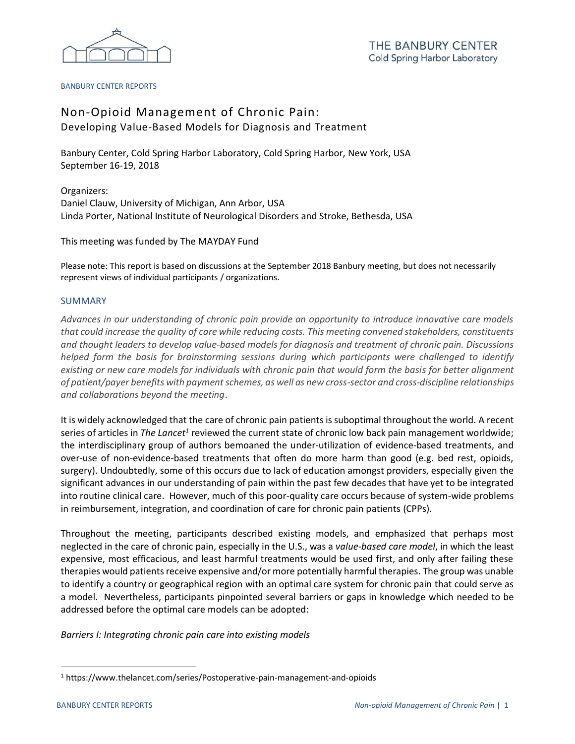THE BANBURY CENTER
Cold Spring Harbor Laboratory

BANBURY CENTER REPORTS

# Non-Opioid Management of Chronic Pain:
## Developing Value-Based Models for Diagnosis and Treatment

Banbury Center, Cold Spring Harbor Laboratory, Cold Spring Harbor, New York, USA
September 16-19, 2018

Organizers:
Daniel Clauw, University of Michigan, Ann Arbor, USA
Linda Porter, National Institute of Neurological Disorders and Stroke, Bethesda, USA

This meeting was funded by The MAYDAY Fund

Please note: This report is based on discussions at the September 2018 Banbury meeting, but does not necessarily represent views of individual participants / organizations.

## SUMMARY

*Advances in our understanding of chronic pain provide an opportunity to introduce innovative care models that could increase the quality of care while reducing costs. This meeting convened stakeholders, constituents and thought leaders to develop value-based models for diagnosis and treatment of chronic pain. Discussions helped form the basis for brainstorming sessions during which participants were challenged to identify existing or new care models for individuals with chronic pain that would form the basis for better alignment of patient/payer benefits with payment schemes, as well as new cross-sector and cross-discipline relationships and collaborations beyond the meeting*.

It is widely acknowledged that the care of chronic pain patients is suboptimal throughout the world. A recent series of articles in *The Lancet*[1] reviewed the current state of chronic low back pain management worldwide; the interdisciplinary group of authors bemoaned the under-utilization of evidence-based treatments, and over-use of non-evidence-based treatments that often do more harm than good (e.g. bed rest, opioids, surgery). Undoubtedly, some of this occurs due to lack of education amongst providers, especially given the significant advances in our understanding of pain within the past few decades that have yet to be integrated into routine clinical care. However, much of this poor-quality care occurs because of system-wide problems in reimbursement, integration, and coordination of care for chronic pain patients (CPPs).

Throughout the meeting, participants described existing models, and emphasized that perhaps most neglected in the care of chronic pain, especially in the U.S., was a *value-based care model*, in which the least expensive, most efficacious, and least harmful treatments would be used first, and only after failing these therapies would patients receive expensive and/or more potentially harmful therapies. The group was unable to identify a country or geographical region with an optimal care system for chronic pain that could serve as a model. Nevertheless, participants pinpointed several barriers or gaps in knowledge which needed to be addressed before the optimal care models can be adopted:

*Barriers I: Integrating chronic pain care into existing models*

[1] https://www.thelancet.com/series/Postoperative-pain-management-and-opioids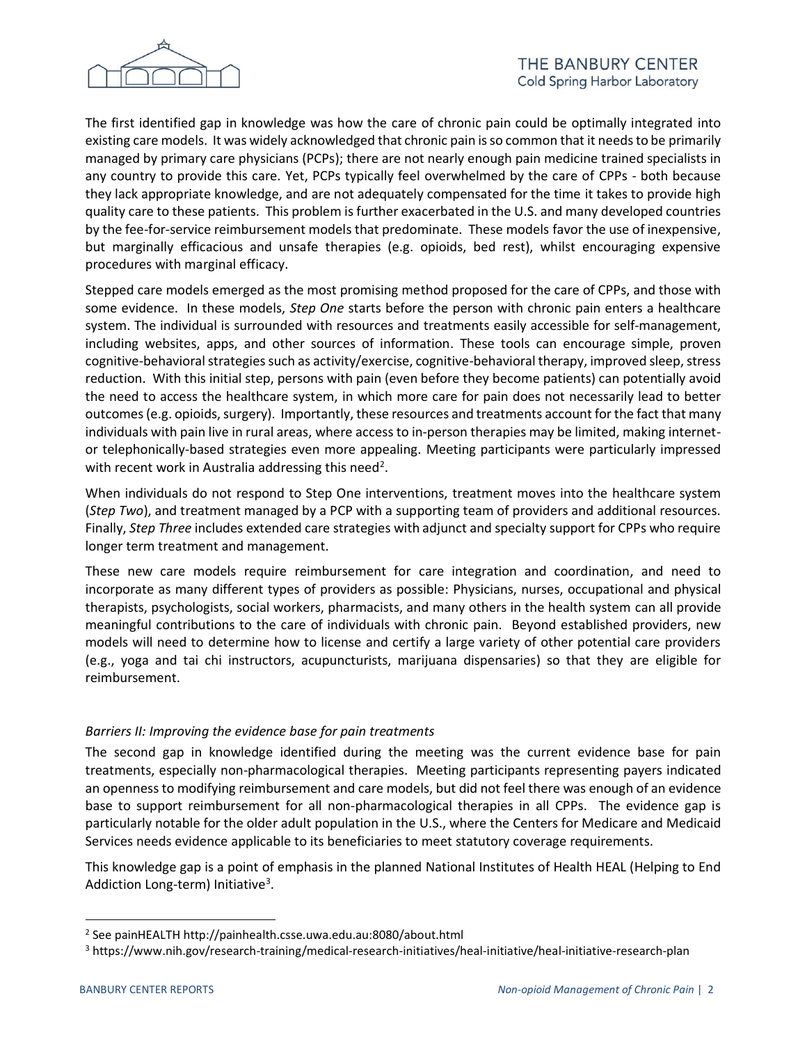The first identified gap in knowledge was how the care of chronic pain could be optimally integrated into existing care models. It was widely acknowledged that chronic pain is so common that it needs to be primarily managed by primary care physicians (PCPs); there are not nearly enough pain medicine trained specialists in any country to provide this care. Yet, PCPs typically feel overwhelmed by the care of CPPs - both because they lack appropriate knowledge, and are not adequately compensated for the time it takes to provide high quality care to these patients. This problem is further exacerbated in the U.S. and many developed countries by the fee-for-service reimbursement models that predominate. These models favor the use of inexpensive, but marginally efficacious and unsafe therapies (e.g. opioids, bed rest), whilst encouraging expensive procedures with marginal efficacy.

Stepped care models emerged as the most promising method proposed for the care of CPPs, and those with some evidence. In these models, *Step One* starts before the person with chronic pain enters a healthcare system. The individual is surrounded with resources and treatments easily accessible for self-management, including websites, apps, and other sources of information. These tools can encourage simple, proven cognitive-behavioral strategies such as activity/exercise, cognitive-behavioral therapy, improved sleep, stress reduction. With this initial step, persons with pain (even before they become patients) can potentially avoid the need to access the healthcare system, in which more care for pain does not necessarily lead to better outcomes (e.g. opioids, surgery). Importantly, these resources and treatments account for the fact that many individuals with pain live in rural areas, where access to in-person therapies may be limited, making internet- or telephonically-based strategies even more appealing. Meeting participants were particularly impressed with recent work in Australia addressing this need[2].

When individuals do not respond to Step One interventions, treatment moves into the healthcare system (*Step Two*), and treatment managed by a PCP with a supporting team of providers and additional resources. Finally, *Step Three* includes extended care strategies with adjunct and specialty support for CPPs who require longer term treatment and management.

These new care models require reimbursement for care integration and coordination, and need to incorporate as many different types of providers as possible: Physicians, nurses, occupational and physical therapists, psychologists, social workers, pharmacists, and many others in the health system can all provide meaningful contributions to the care of individuals with chronic pain. Beyond established providers, new models will need to determine how to license and certify a large variety of other potential care providers (e.g., yoga and tai chi instructors, acupuncturists, marijuana dispensaries) so that they are eligible for reimbursement.

### *Barriers II: Improving the evidence base for pain treatments*

The second gap in knowledge identified during the meeting was the current evidence base for pain treatments, especially non-pharmacological therapies. Meeting participants representing payers indicated an openness to modifying reimbursement and care models, but did not feel there was enough of an evidence base to support reimbursement for all non-pharmacological therapies in all CPPs. The evidence gap is particularly notable for the older adult population in the U.S., where the Centers for Medicare and Medicaid Services needs evidence applicable to its beneficiaries to meet statutory coverage requirements.

This knowledge gap is a point of emphasis in the planned National Institutes of Health HEAL (Helping to End Addiction Long-term) Initiative[3].

---

[2] See painHEALTH http://painhealth.csse.uwa.edu.au:8080/about.html

[3] https://www.nih.gov/research-training/medical-research-initiatives/heal-initiative/heal-initiative-research-plan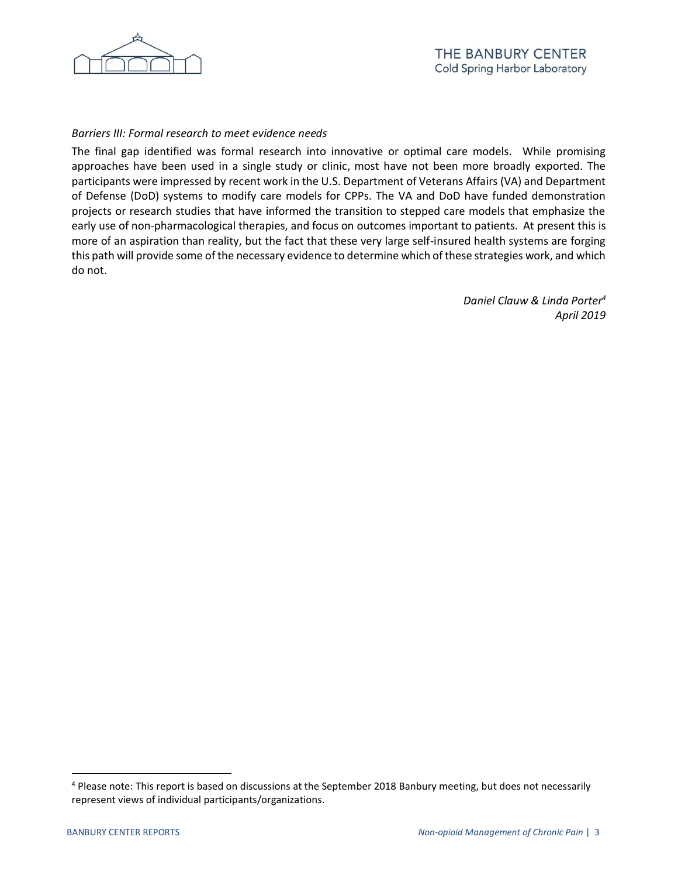*Barriers III: Formal research to meet evidence needs*

The final gap identified was formal research into innovative or optimal care models. While promising approaches have been used in a single study or clinic, most have not been more broadly exported. The participants were impressed by recent work in the U.S. Department of Veterans Affairs (VA) and Department of Defense (DoD) systems to modify care models for CPPs. The VA and DoD have funded demonstration projects or research studies that have informed the transition to stepped care models that emphasize the early use of non-pharmacological therapies, and focus on outcomes important to patients. At present this is more of an aspiration than reality, but the fact that these very large self-insured health systems are forging this path will provide some of the necessary evidence to determine which of these strategies work, and which do not.

*Daniel Clauw & Linda Porter*[4]
*April 2019*

[4] Please note: This report is based on discussions at the September 2018 Banbury meeting, but does not necessarily represent views of individual participants/organizations.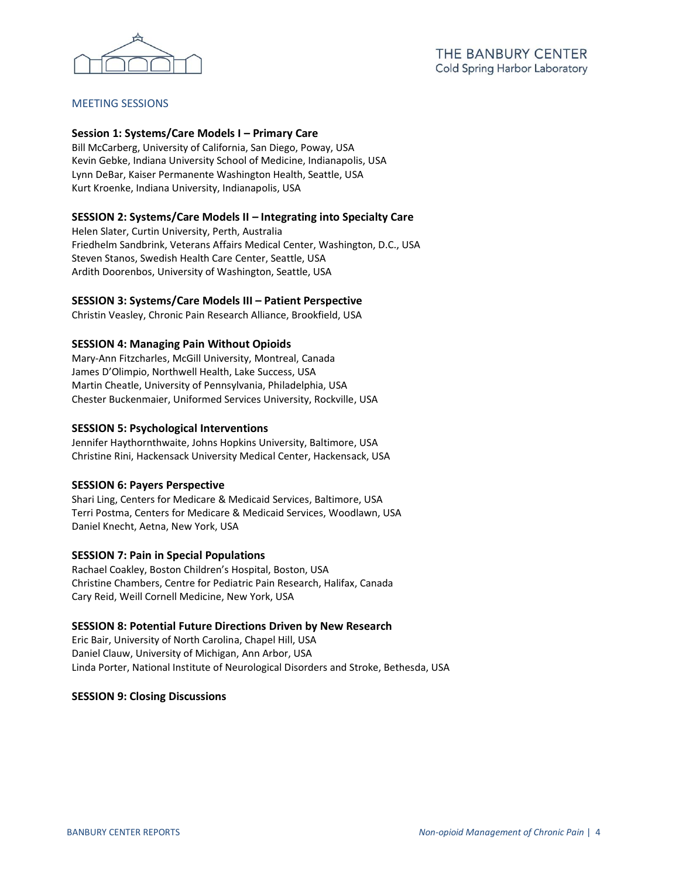## MEETING SESSIONS

### Session 1: Systems/Care Models I – Primary Care

Bill McCarberg, University of California, San Diego, Poway, USA
Kevin Gebke, Indiana University School of Medicine, Indianapolis, USA
Lynn DeBar, Kaiser Permanente Washington Health, Seattle, USA
Kurt Kroenke, Indiana University, Indianapolis, USA

### SESSION 2: Systems/Care Models II – Integrating into Specialty Care

Helen Slater, Curtin University, Perth, Australia
Friedhelm Sandbrink, Veterans Affairs Medical Center, Washington, D.C., USA
Steven Stanos, Swedish Health Care Center, Seattle, USA
Ardith Doorenbos, University of Washington, Seattle, USA

### SESSION 3: Systems/Care Models III – Patient Perspective

Christin Veasley, Chronic Pain Research Alliance, Brookfield, USA

### SESSION 4: Managing Pain Without Opioids

Mary-Ann Fitzcharles, McGill University, Montreal, Canada
James D'Olimpio, Northwell Health, Lake Success, USA
Martin Cheatle, University of Pennsylvania, Philadelphia, USA
Chester Buckenmaier, Uniformed Services University, Rockville, USA

### SESSION 5: Psychological Interventions

Jennifer Haythornthwaite, Johns Hopkins University, Baltimore, USA
Christine Rini, Hackensack University Medical Center, Hackensack, USA

### SESSION 6: Payers Perspective

Shari Ling, Centers for Medicare & Medicaid Services, Baltimore, USA
Terri Postma, Centers for Medicare & Medicaid Services, Woodlawn, USA
Daniel Knecht, Aetna, New York, USA

### SESSION 7: Pain in Special Populations

Rachael Coakley, Boston Children's Hospital, Boston, USA
Christine Chambers, Centre for Pediatric Pain Research, Halifax, Canada
Cary Reid, Weill Cornell Medicine, New York, USA

### SESSION 8: Potential Future Directions Driven by New Research

Eric Bair, University of North Carolina, Chapel Hill, USA
Daniel Clauw, University of Michigan, Ann Arbor, USA
Linda Porter, National Institute of Neurological Disorders and Stroke, Bethesda, USA

### SESSION 9: Closing Discussions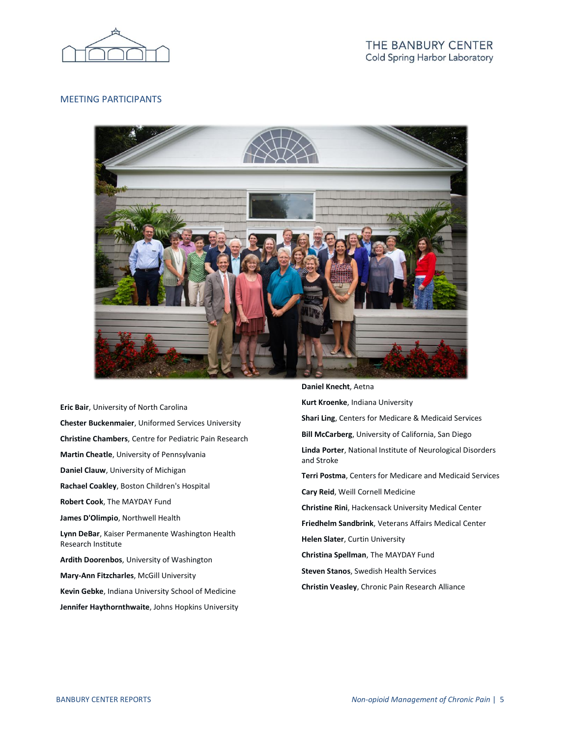## MEETING PARTICIPANTS

**Eric Bair**, University of North Carolina

**Chester Buckenmaier**, Uniformed Services University

**Christine Chambers**, Centre for Pediatric Pain Research

**Martin Cheatle**, University of Pennsylvania

**Daniel Clauw**, University of Michigan

**Rachael Coakley**, Boston Children's Hospital

**Robert Cook**, The MAYDAY Fund

**James D'Olimpio**, Northwell Health

**Lynn DeBar**, Kaiser Permanente Washington Health Research Institute

**Ardith Doorenbos**, University of Washington

**Mary-Ann Fitzcharles**, McGill University

**Kevin Gebke**, Indiana University School of Medicine

**Jennifer Haythornthwaite**, Johns Hopkins University

**Daniel Knecht**, Aetna

**Kurt Kroenke**, Indiana University

**Shari Ling**, Centers for Medicare & Medicaid Services

**Bill McCarberg**, University of California, San Diego

**Linda Porter**, National Institute of Neurological Disorders and Stroke

**Terri Postma**, Centers for Medicare and Medicaid Services

**Cary Reid**, Weill Cornell Medicine

**Christine Rini**, Hackensack University Medical Center

**Friedhelm Sandbrink**, Veterans Affairs Medical Center

**Helen Slater**, Curtin University

**Christina Spellman**, The MAYDAY Fund

**Steven Stanos**, Swedish Health Services

**Christin Veasley**, Chronic Pain Research Alliance